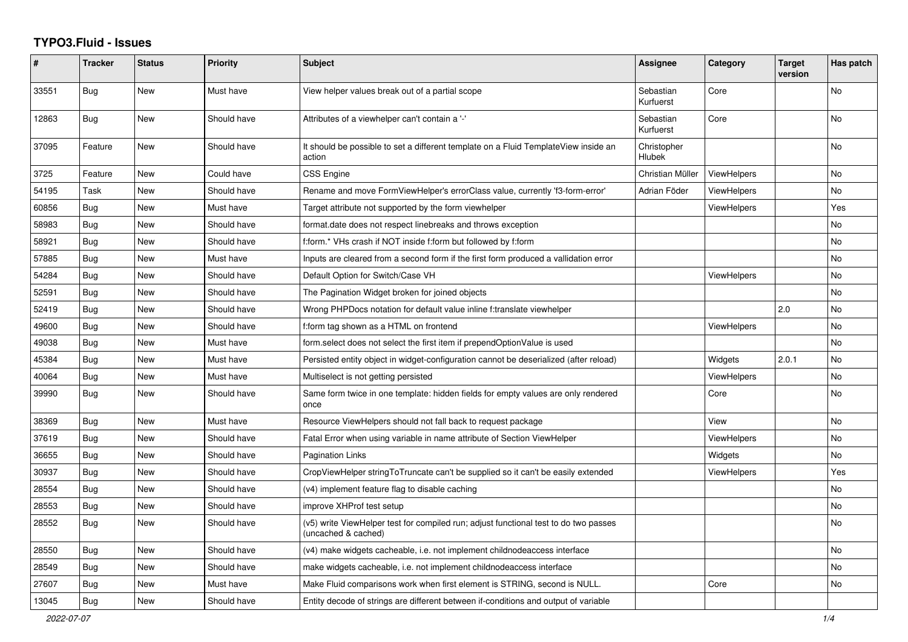# TYPO3.Fluid - Issues

| # | Tracker | Status | Priority | Subject | Assignee | Category | Target version | Has patch |
|---|---|---|---|---|---|---|---|---|
| 33551 | Bug | New | Must have | View helper values break out of a partial scope | Sebastian Kurfuerst | Core | | No |
| 12863 | Bug | New | Should have | Attributes of a viewhelper can't contain a '-' | Sebastian Kurfuerst | Core | | No |
| 37095 | Feature | New | Should have | It should be possible to set a different template on a Fluid TemplateView inside an action | Christopher Hlubek | | | No |
| 3725 | Feature | New | Could have | CSS Engine | Christian Müller | ViewHelpers | | No |
| 54195 | Task | New | Should have | Rename and move FormViewHelper's errorClass value, currently 'f3-form-error' | Adrian Föder | ViewHelpers | | No |
| 60856 | Bug | New | Must have | Target attribute not supported by the form viewhelper | | ViewHelpers | | Yes |
| 58983 | Bug | New | Should have | format.date does not respect linebreaks and throws exception | | | | No |
| 58921 | Bug | New | Should have | f:form.* VHs crash if NOT inside f:form but followed by f:form | | | | No |
| 57885 | Bug | New | Must have | Inputs are cleared from a second form if the first form produced a vallidation error | | | | No |
| 54284 | Bug | New | Should have | Default Option for Switch/Case VH | | ViewHelpers | | No |
| 52591 | Bug | New | Should have | The Pagination Widget broken for joined objects | | | | No |
| 52419 | Bug | New | Should have | Wrong PHPDocs notation for default value inline f:translate viewhelper | | | 2.0 | No |
| 49600 | Bug | New | Should have | f:form tag shown as a HTML on frontend | | ViewHelpers | | No |
| 49038 | Bug | New | Must have | form.select does not select the first item if prependOptionValue is used | | | | No |
| 45384 | Bug | New | Must have | Persisted entity object in widget-configuration cannot be deserialized (after reload) | | Widgets | 2.0.1 | No |
| 40064 | Bug | New | Must have | Multiselect is not getting persisted | | ViewHelpers | | No |
| 39990 | Bug | New | Should have | Same form twice in one template: hidden fields for empty values are only rendered once | | Core | | No |
| 38369 | Bug | New | Must have | Resource ViewHelpers should not fall back to request package | | View | | No |
| 37619 | Bug | New | Should have | Fatal Error when using variable in name attribute of Section ViewHelper | | ViewHelpers | | No |
| 36655 | Bug | New | Should have | Pagination Links | | Widgets | | No |
| 30937 | Bug | New | Should have | CropViewHelper stringToTruncate can't be supplied so it can't be easily extended | | ViewHelpers | | Yes |
| 28554 | Bug | New | Should have | (v4) implement feature flag to disable caching | | | | No |
| 28553 | Bug | New | Should have | improve XHProf test setup | | | | No |
| 28552 | Bug | New | Should have | (v5) write ViewHelper test for compiled run; adjust functional test to do two passes (uncached & cached) | | | | No |
| 28550 | Bug | New | Should have | (v4) make widgets cacheable, i.e. not implement childnodeaccess interface | | | | No |
| 28549 | Bug | New | Should have | make widgets cacheable, i.e. not implement childnodeaccess interface | | | | No |
| 27607 | Bug | New | Must have | Make Fluid comparisons work when first element is STRING, second is NULL. | | Core | | No |
| 13045 | Bug | New | Should have | Entity decode of strings are different between if-conditions and output of variable | | | | |

2022-07-07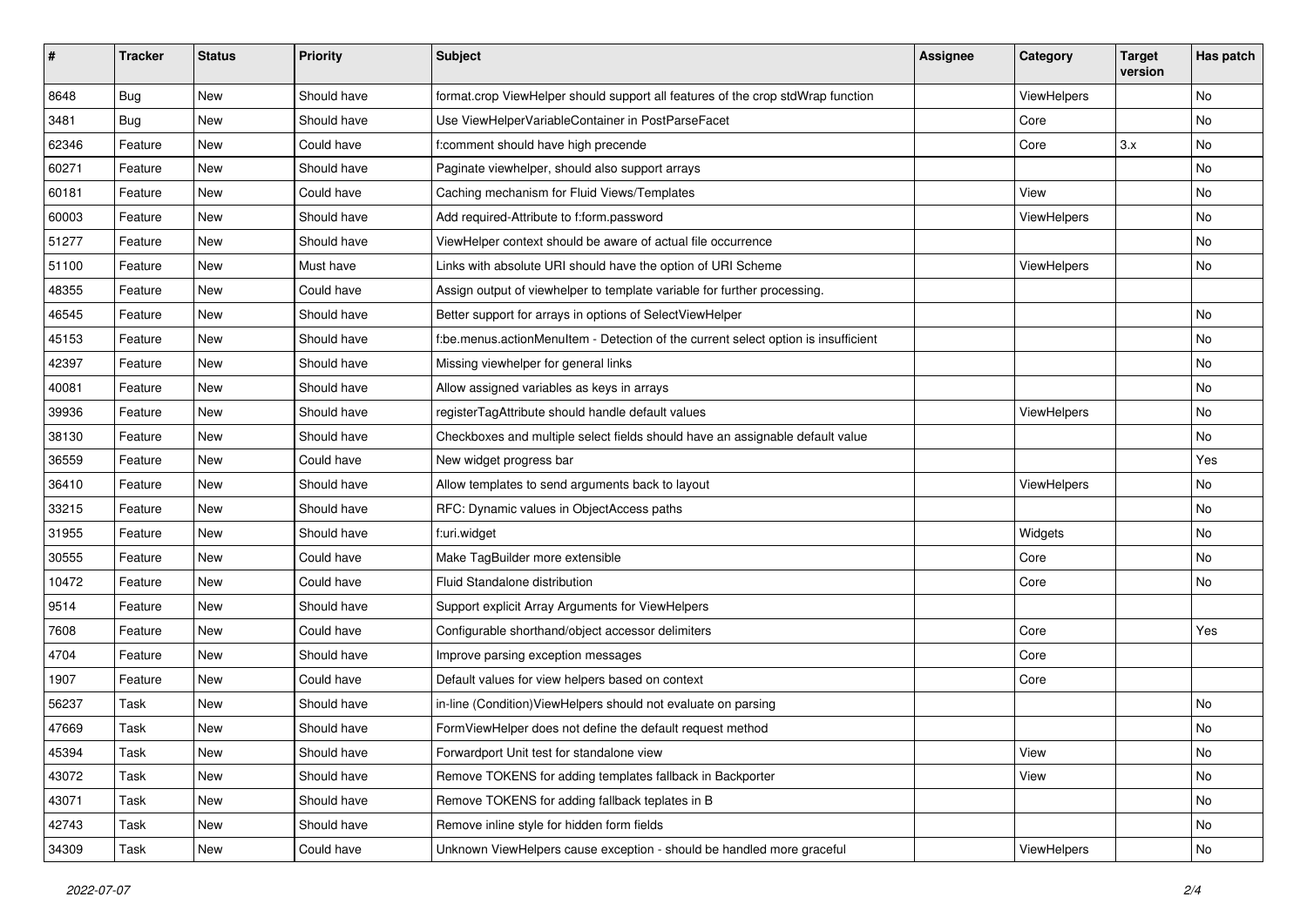| # | Tracker | Status | Priority | Subject | Assignee | Category | Target version | Has patch |
|---|---|---|---|---|---|---|---|---|
| 8648 | Bug | New | Should have | format.crop ViewHelper should support all features of the crop stdWrap function | | ViewHelpers | | No |
| 3481 | Bug | New | Should have | Use ViewHelperVariableContainer in PostParseFacet | | Core | | No |
| 62346 | Feature | New | Could have | f:comment should have high precende | | Core | 3.x | No |
| 60271 | Feature | New | Should have | Paginate viewhelper, should also support arrays | | | | No |
| 60181 | Feature | New | Could have | Caching mechanism for Fluid Views/Templates | | View | | No |
| 60003 | Feature | New | Should have | Add required-Attribute to f:form.password | | ViewHelpers | | No |
| 51277 | Feature | New | Should have | ViewHelper context should be aware of actual file occurrence | | | | No |
| 51100 | Feature | New | Must have | Links with absolute URI should have the option of URI Scheme | | ViewHelpers | | No |
| 48355 | Feature | New | Could have | Assign output of viewhelper to template variable for further processing. | | | | |
| 46545 | Feature | New | Should have | Better support for arrays in options of SelectViewHelper | | | | No |
| 45153 | Feature | New | Should have | f:be.menus.actionMenuItem - Detection of the current select option is insufficient | | | | No |
| 42397 | Feature | New | Should have | Missing viewhelper for general links | | | | No |
| 40081 | Feature | New | Should have | Allow assigned variables as keys in arrays | | | | No |
| 39936 | Feature | New | Should have | registerTagAttribute should handle default values | | ViewHelpers | | No |
| 38130 | Feature | New | Should have | Checkboxes and multiple select fields should have an assignable default value | | | | No |
| 36559 | Feature | New | Could have | New widget progress bar | | | | Yes |
| 36410 | Feature | New | Should have | Allow templates to send arguments back to layout | | ViewHelpers | | No |
| 33215 | Feature | New | Should have | RFC: Dynamic values in ObjectAccess paths | | | | No |
| 31955 | Feature | New | Should have | f:uri.widget | | Widgets | | No |
| 30555 | Feature | New | Could have | Make TagBuilder more extensible | | Core | | No |
| 10472 | Feature | New | Could have | Fluid Standalone distribution | | Core | | No |
| 9514 | Feature | New | Should have | Support explicit Array Arguments for ViewHelpers | | | | |
| 7608 | Feature | New | Could have | Configurable shorthand/object accessor delimiters | | Core | | Yes |
| 4704 | Feature | New | Should have | Improve parsing exception messages | | Core | | |
| 1907 | Feature | New | Could have | Default values for view helpers based on context | | Core | | |
| 56237 | Task | New | Should have | in-line (Condition)ViewHelpers should not evaluate on parsing | | | | No |
| 47669 | Task | New | Should have | FormViewHelper does not define the default request method | | | | No |
| 45394 | Task | New | Should have | Forwardport Unit test for standalone view | | View | | No |
| 43072 | Task | New | Should have | Remove TOKENS for adding templates fallback in Backporter | | View | | No |
| 43071 | Task | New | Should have | Remove TOKENS for adding fallback teplates in B | | | | No |
| 42743 | Task | New | Should have | Remove inline style for hidden form fields | | | | No |
| 34309 | Task | New | Could have | Unknown ViewHelpers cause exception - should be handled more graceful | | ViewHelpers | | No |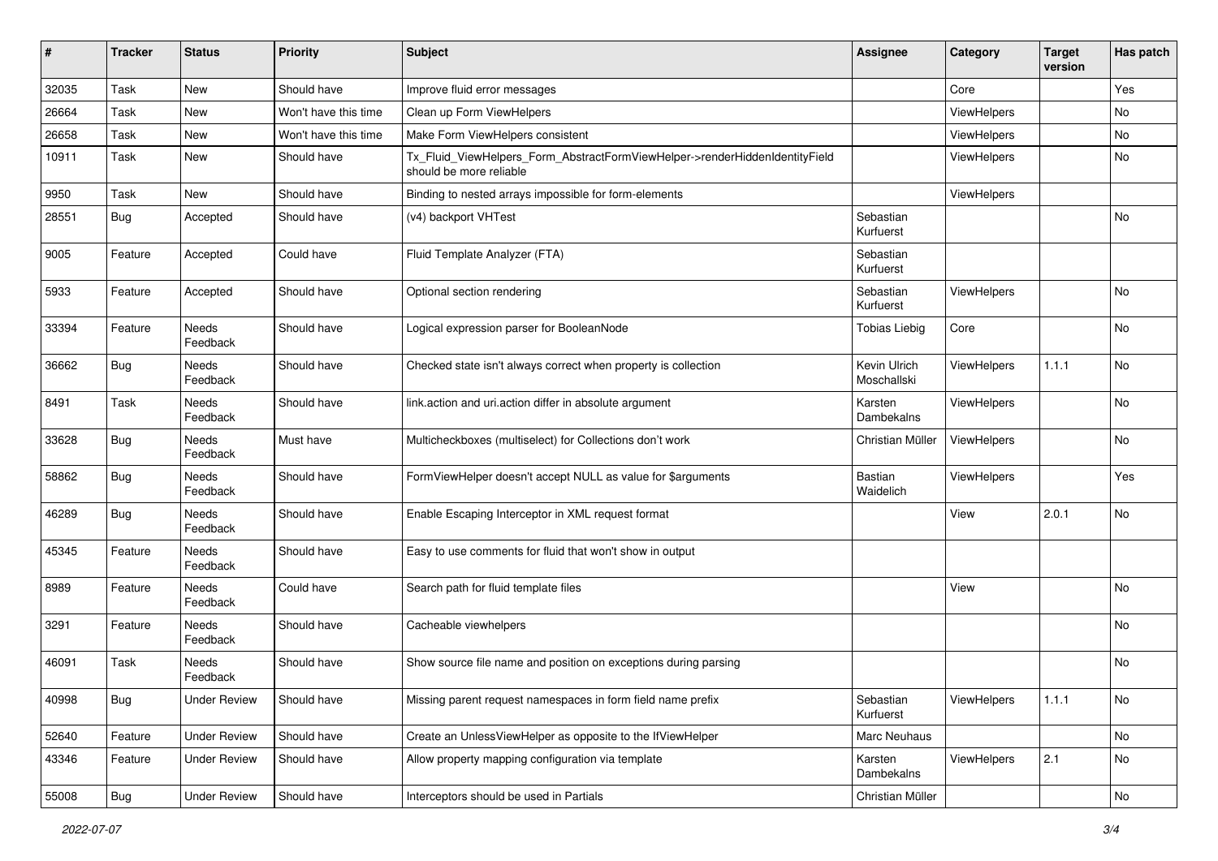| # | Tracker | Status | Priority | Subject | Assignee | Category | Target version | Has patch |
|---|---|---|---|---|---|---|---|---|
| 32035 | Task | New | Should have | Improve fluid error messages | | Core | | Yes |
| 26664 | Task | New | Won't have this time | Clean up Form ViewHelpers | | ViewHelpers | | No |
| 26658 | Task | New | Won't have this time | Make Form ViewHelpers consistent | | ViewHelpers | | No |
| 10911 | Task | New | Should have | Tx_Fluid_ViewHelpers_Form_AbstractFormViewHelper->renderHiddenIdentityField should be more reliable | | ViewHelpers | | No |
| 9950 | Task | New | Should have | Binding to nested arrays impossible for form-elements | | ViewHelpers | | |
| 28551 | Bug | Accepted | Should have | (v4) backport VHTest | Sebastian Kurfuerst | | | No |
| 9005 | Feature | Accepted | Could have | Fluid Template Analyzer (FTA) | Sebastian Kurfuerst | | | |
| 5933 | Feature | Accepted | Should have | Optional section rendering | Sebastian Kurfuerst | ViewHelpers | | No |
| 33394 | Feature | Needs Feedback | Should have | Logical expression parser for BooleanNode | Tobias Liebig | Core | | No |
| 36662 | Bug | Needs Feedback | Should have | Checked state isn't always correct when property is collection | Kevin Ulrich Moschallski | ViewHelpers | 1.1.1 | No |
| 8491 | Task | Needs Feedback | Should have | link.action and uri.action differ in absolute argument | Karsten Dambekalns | ViewHelpers | | No |
| 33628 | Bug | Needs Feedback | Must have | Multicheckboxes (multiselect) for Collections don't work | Christian Müller | ViewHelpers | | No |
| 58862 | Bug | Needs Feedback | Should have | FormViewHelper doesn't accept NULL as value for $arguments | Bastian Waidelich | ViewHelpers | | Yes |
| 46289 | Bug | Needs Feedback | Should have | Enable Escaping Interceptor in XML request format | | View | 2.0.1 | No |
| 45345 | Feature | Needs Feedback | Should have | Easy to use comments for fluid that won't show in output | | | | |
| 8989 | Feature | Needs Feedback | Could have | Search path for fluid template files | | View | | No |
| 3291 | Feature | Needs Feedback | Should have | Cacheable viewhelpers | | | | No |
| 46091 | Task | Needs Feedback | Should have | Show source file name and position on exceptions during parsing | | | | No |
| 40998 | Bug | Under Review | Should have | Missing parent request namespaces in form field name prefix | Sebastian Kurfuerst | ViewHelpers | 1.1.1 | No |
| 52640 | Feature | Under Review | Should have | Create an UnlessViewHelper as opposite to the IfViewHelper | Marc Neuhaus | | | No |
| 43346 | Feature | Under Review | Should have | Allow property mapping configuration via template | Karsten Dambekalns | ViewHelpers | 2.1 | No |
| 55008 | Bug | Under Review | Should have | Interceptors should be used in Partials | Christian Müller | | | No |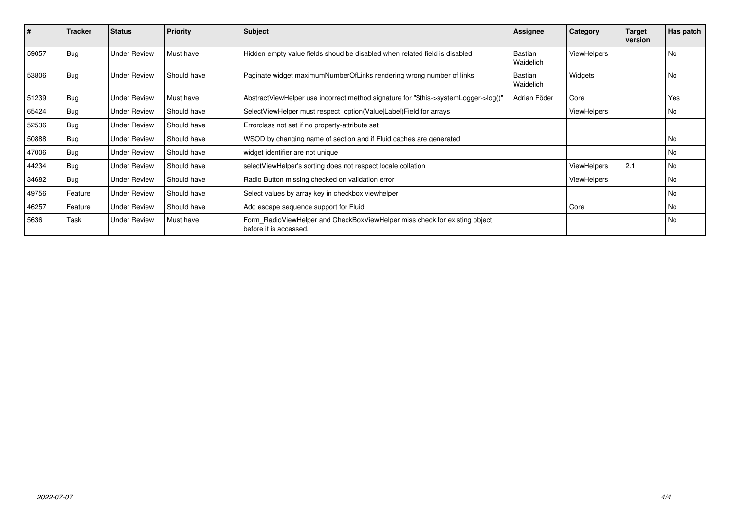| # | Tracker | Status | Priority | Subject | Assignee | Category | Target version | Has patch |
|---|---|---|---|---|---|---|---|---|
| 59057 | Bug | Under Review | Must have | Hidden empty value fields shoud be disabled when related field is disabled | Bastian Waidelich | ViewHelpers | | No |
| 53806 | Bug | Under Review | Should have | Paginate widget maximumNumberOfLinks rendering wrong number of links | Bastian Waidelich | Widgets | | No |
| 51239 | Bug | Under Review | Must have | AbstractViewHelper use incorrect method signature for "$this->systemLogger->log()" | Adrian Föder | Core | | Yes |
| 65424 | Bug | Under Review | Should have | SelectViewHelper must respect option(Value\|Label)Field for arrays | | ViewHelpers | | No |
| 52536 | Bug | Under Review | Should have | Errorclass not set if no property-attribute set | | | | |
| 50888 | Bug | Under Review | Should have | WSOD by changing name of section and if Fluid caches are generated | | | | No |
| 47006 | Bug | Under Review | Should have | widget identifier are not unique | | | | No |
| 44234 | Bug | Under Review | Should have | selectViewHelper's sorting does not respect locale collation | | ViewHelpers | 2.1 | No |
| 34682 | Bug | Under Review | Should have | Radio Button missing checked on validation error | | ViewHelpers | | No |
| 49756 | Feature | Under Review | Should have | Select values by array key in checkbox viewhelper | | | | No |
| 46257 | Feature | Under Review | Should have | Add escape sequence support for Fluid | | Core | | No |
| 5636 | Task | Under Review | Must have | Form_RadioViewHelper and CheckBoxViewHelper miss check for existing object before it is accessed. | | | | No |

*2022-07-07*